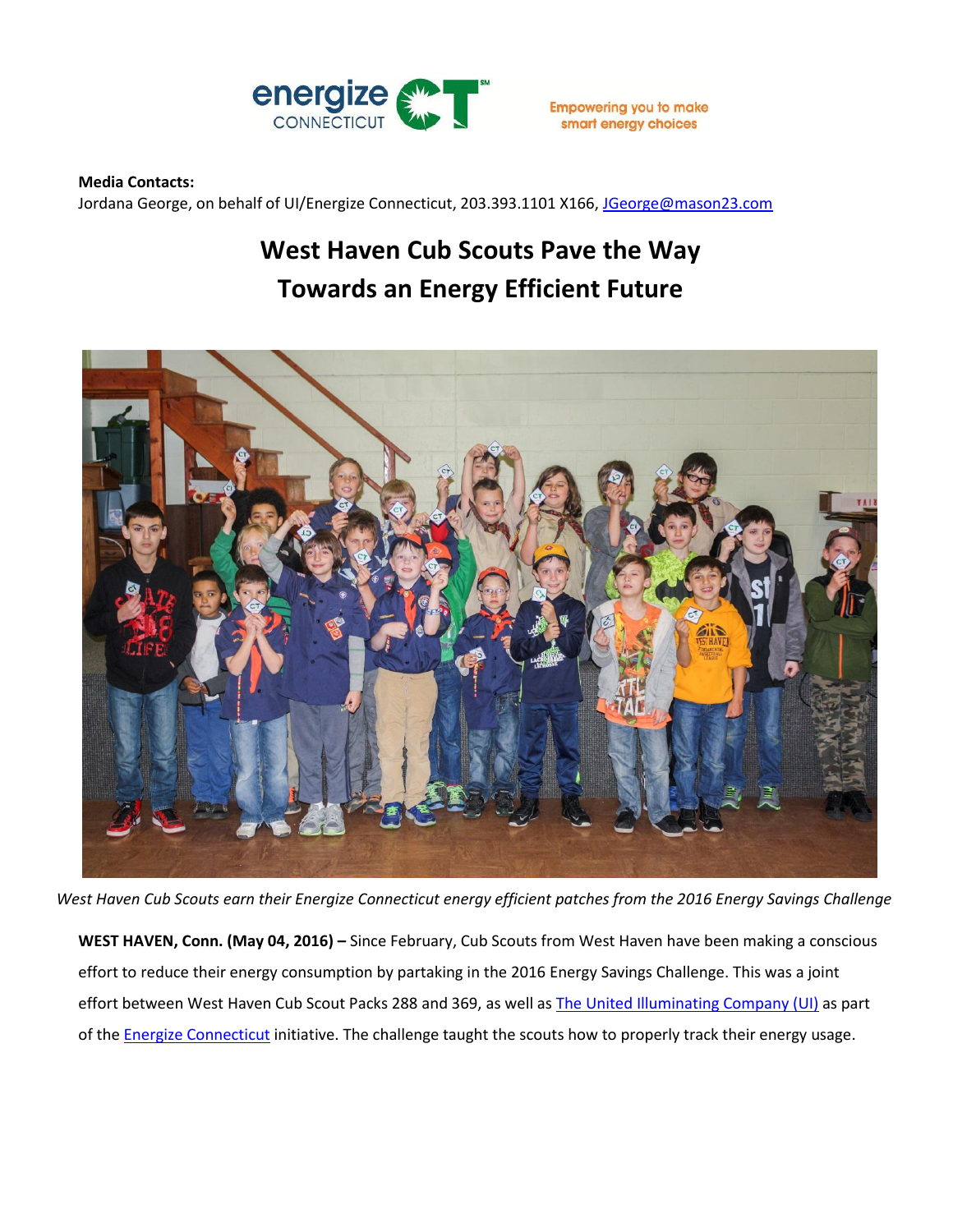energize CONNECTICUT CT

Empowering you to make smart energy choices

**Media Contacts:**
Jordana George, on behalf of UI/Energize Connecticut, 203.393.1101 X166, JGeorge@mason23.com

# West Haven Cub Scouts Pave the Way Towards an Energy Efficient Future

*West Haven Cub Scouts earn their Energize Connecticut energy efficient patches from the 2016 Energy Savings Challenge*

**WEST HAVEN, Conn. (May 04, 2016) –** Since February, Cub Scouts from West Haven have been making a conscious effort to reduce their energy consumption by partaking in the 2016 Energy Savings Challenge. This was a joint effort between West Haven Cub Scout Packs 288 and 369, as well as The United Illuminating Company (UI) as part of the Energize Connecticut initiative. The challenge taught the scouts how to properly track their energy usage.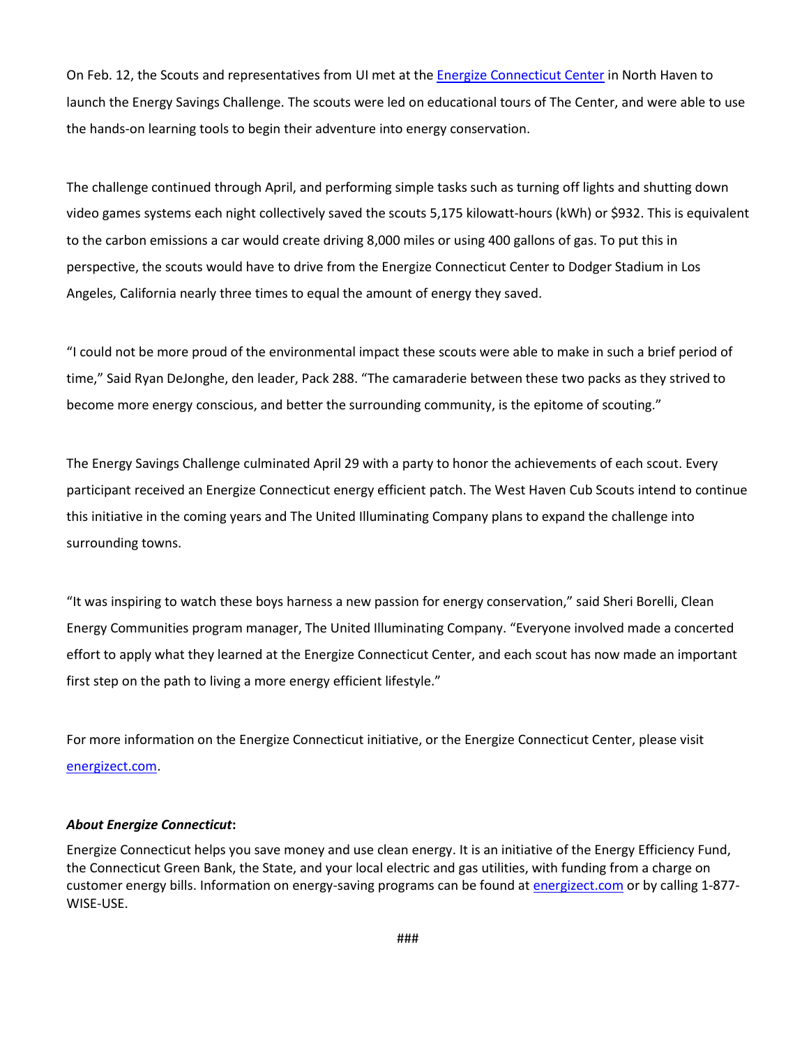On Feb. 12, the Scouts and representatives from UI met at the [Energize Connecticut Center](#) in North Haven to launch the Energy Savings Challenge. The scouts were led on educational tours of The Center, and were able to use the hands-on learning tools to begin their adventure into energy conservation.

The challenge continued through April, and performing simple tasks such as turning off lights and shutting down video games systems each night collectively saved the scouts 5,175 kilowatt-hours (kWh) or $932. This is equivalent to the carbon emissions a car would create driving 8,000 miles or using 400 gallons of gas. To put this in perspective, the scouts would have to drive from the Energize Connecticut Center to Dodger Stadium in Los Angeles, California nearly three times to equal the amount of energy they saved.

"I could not be more proud of the environmental impact these scouts were able to make in such a brief period of time," Said Ryan DeJonghe, den leader, Pack 288. "The camaraderie between these two packs as they strived to become more energy conscious, and better the surrounding community, is the epitome of scouting."

The Energy Savings Challenge culminated April 29 with a party to honor the achievements of each scout. Every participant received an Energize Connecticut energy efficient patch. The West Haven Cub Scouts intend to continue this initiative in the coming years and The United Illuminating Company plans to expand the challenge into surrounding towns.

"It was inspiring to watch these boys harness a new passion for energy conservation," said Sheri Borelli, Clean Energy Communities program manager, The United Illuminating Company. "Everyone involved made a concerted effort to apply what they learned at the Energize Connecticut Center, and each scout has now made an important first step on the path to living a more energy efficient lifestyle."

For more information on the Energize Connecticut initiative, or the Energize Connecticut Center, please visit [energizect.com](#).

***About Energize Connecticut*:**

Energize Connecticut helps you save money and use clean energy. It is an initiative of the Energy Efficiency Fund, the Connecticut Green Bank, the State, and your local electric and gas utilities, with funding from a charge on customer energy bills. Information on energy-saving programs can be found at [energizect.com](#) or by calling 1-877-WISE-USE.

###